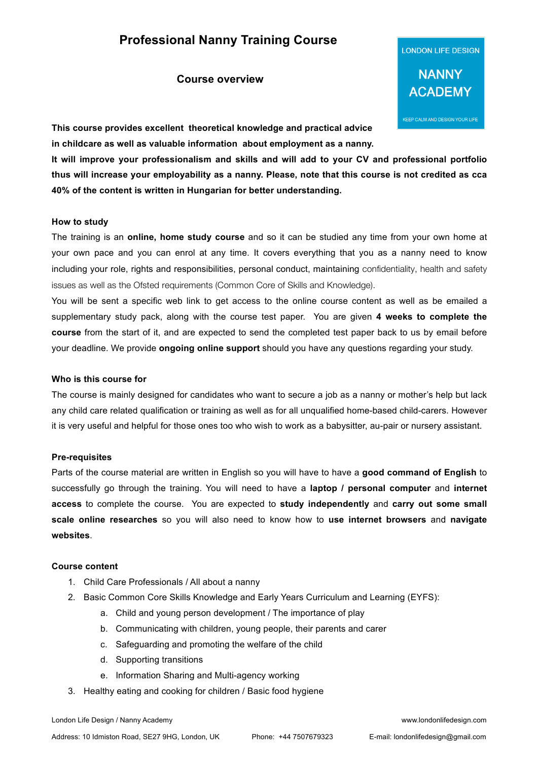# Professional Nanny Training Course

LONDON LIFE DESIGN

NANNY ACADEMY

KEEP CALM AND DESIGN YOUR LIFE

## Course overview

**This course provides excellent theoretical knowledge and practical advice in childcare as well as valuable information about employment as a nanny. It will improve your professionalism and skills and will add to your CV and professional portfolio thus will increase your employability as a nanny. Please, note that this course is not credited as cca 40% of the content is written in Hungarian for better understanding.**

### How to study

The training is an **online, home study course** and so it can be studied any time from your own home at your own pace and you can enrol at any time. It covers everything that you as a nanny need to know including your role, rights and responsibilities, personal conduct, maintaining confidentiality, health and safety issues as well as the Ofsted requirements (Common Core of Skills and Knowledge).

You will be sent a specific web link to get access to the online course content as well as be emailed a supplementary study pack, along with the course test paper. You are given **4 weeks to complete the course** from the start of it, and are expected to send the completed test paper back to us by email before your deadline. We provide **ongoing online support** should you have any questions regarding your study.

### Who is this course for

The course is mainly designed for candidates who want to secure a job as a nanny or mother's help but lack any child care related qualification or training as well as for all unqualified home-based child-carers. However it is very useful and helpful for those ones too who wish to work as a babysitter, au-pair or nursery assistant.

### Pre-requisites

Parts of the course material are written in English so you will have to have a **good command of English** to successfully go through the training. You will need to have a **laptop / personal computer** and **internet access** to complete the course. You are expected to **study independently** and **carry out some small scale online researches** so you will also need to know how to **use internet browsers** and **navigate websites**.

### Course content

1. Child Care Professionals / All about a nanny
2. Basic Common Core Skills Knowledge and Early Years Curriculum and Learning (EYFS):
   a. Child and young person development / The importance of play
   b. Communicating with children, young people, their parents and carer
   c. Safeguarding and promoting the welfare of the child
   d. Supporting transitions
   e. Information Sharing and Multi-agency working
3. Healthy eating and cooking for children / Basic food hygiene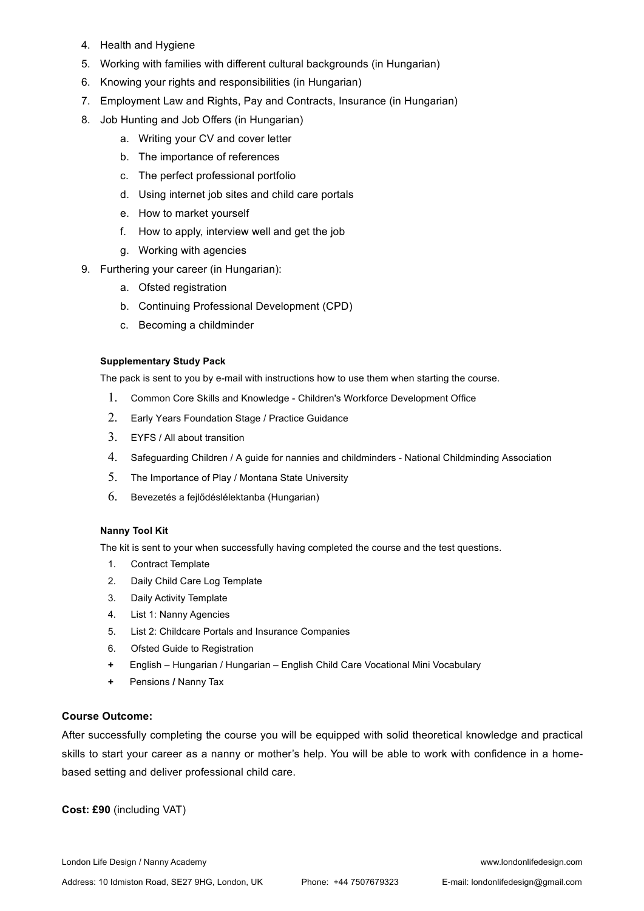4. Health and Hygiene
5. Working with families with different cultural backgrounds (in Hungarian)
6. Knowing your rights and responsibilities (in Hungarian)
7. Employment Law and Rights, Pay and Contracts, Insurance (in Hungarian)
8. Job Hunting and Job Offers (in Hungarian)
   a. Writing your CV and cover letter
   b. The importance of references
   c. The perfect professional portfolio
   d. Using internet job sites and child care portals
   e. How to market yourself
   f. How to apply, interview well and get the job
   g. Working with agencies
9. Furthering your career (in Hungarian):
   a. Ofsted registration
   b. Continuing Professional Development (CPD)
   c. Becoming a childminder

**Supplementary Study Pack**

The pack is sent to you by e-mail with instructions how to use them when starting the course.

1. Common Core Skills and Knowledge - Children's Workforce Development Office
2. Early Years Foundation Stage / Practice Guidance
3. EYFS / All about transition
4. Safeguarding Children / A guide for nannies and childminders - National Childminding Association
5. The Importance of Play / Montana State University
6. Bevezetés a fejlődéslélektanba (Hungarian)

**Nanny Tool Kit**

The kit is sent to your when successfully having completed the course and the test questions.

1. Contract Template
2. Daily Child Care Log Template
3. Daily Activity Template
4. List 1: Nanny Agencies
5. List 2: Childcare Portals and Insurance Companies
6. Ofsted Guide to Registration

\+ English – Hungarian / Hungarian – English Child Care Vocational Mini Vocabulary

\+ Pensions / Nanny Tax

**Course Outcome:**

After successfully completing the course you will be equipped with solid theoretical knowledge and practical skills to start your career as a nanny or mother's help. You will be able to work with confidence in a home-based setting and deliver professional child care.

**Cost: £90** (including VAT)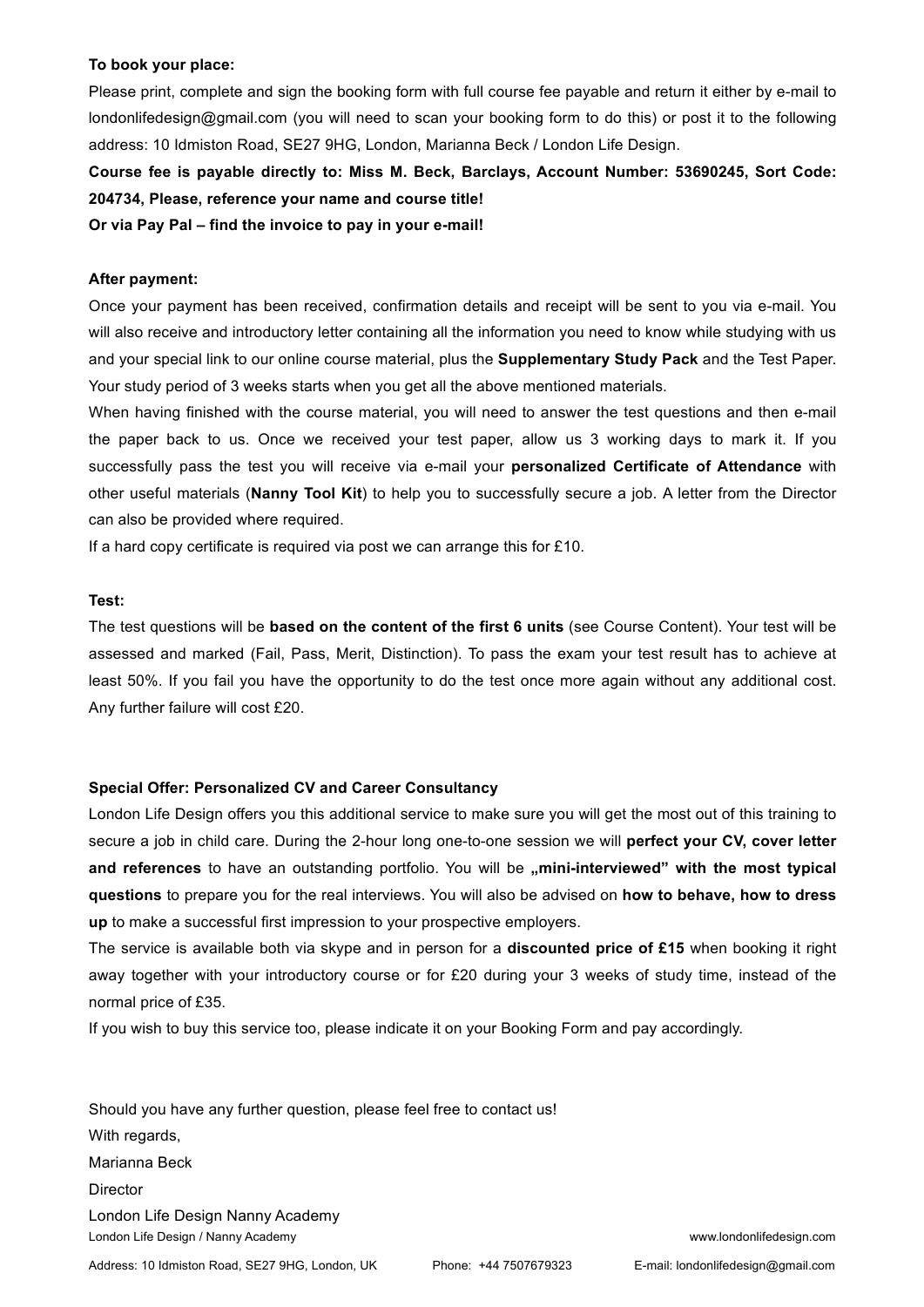**To book your place:**

Please print, complete and sign the booking form with full course fee payable and return it either by e-mail to londonlifedesign@gmail.com (you will need to scan your booking form to do this) or post it to the following address: 10 Idmiston Road, SE27 9HG, London, Marianna Beck / London Life Design.

**Course fee is payable directly to: Miss M. Beck, Barclays, Account Number: 53690245, Sort Code: 204734, Please, reference your name and course title!**

**Or via Pay Pal – find the invoice to pay in your e-mail!**

**After payment:**

Once your payment has been received, confirmation details and receipt will be sent to you via e-mail. You will also receive and introductory letter containing all the information you need to know while studying with us and your special link to our online course material, plus the **Supplementary Study Pack** and the Test Paper. Your study period of 3 weeks starts when you get all the above mentioned materials.

When having finished with the course material, you will need to answer the test questions and then e-mail the paper back to us. Once we received your test paper, allow us 3 working days to mark it. If you successfully pass the test you will receive via e-mail your **personalized Certificate of Attendance** with other useful materials (**Nanny Tool Kit**) to help you to successfully secure a job. A letter from the Director can also be provided where required.

If a hard copy certificate is required via post we can arrange this for £10.

**Test:**

The test questions will be **based on the content of the first 6 units** (see Course Content). Your test will be assessed and marked (Fail, Pass, Merit, Distinction). To pass the exam your test result has to achieve at least 50%. If you fail you have the opportunity to do the test once more again without any additional cost. Any further failure will cost £20.

**Special Offer: Personalized CV and Career Consultancy**

London Life Design offers you this additional service to make sure you will get the most out of this training to secure a job in child care. During the 2-hour long one-to-one session we will **perfect your CV, cover letter and references** to have an outstanding portfolio. You will be **„mini-interviewed" with the most typical questions** to prepare you for the real interviews. You will also be advised on **how to behave, how to dress up** to make a successful first impression to your prospective employers.

The service is available both via skype and in person for a **discounted price of £15** when booking it right away together with your introductory course or for £20 during your 3 weeks of study time, instead of the normal price of £35.

If you wish to buy this service too, please indicate it on your Booking Form and pay accordingly.

Should you have any further question, please feel free to contact us!

With regards,

Marianna Beck

Director

London Life Design Nanny Academy